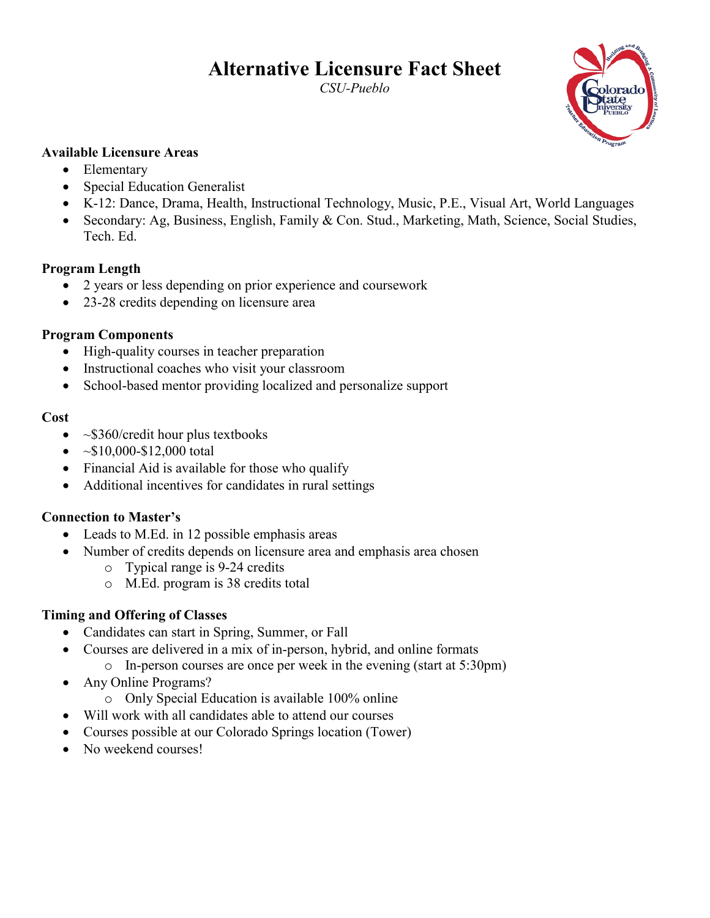# Alternative Licensure Fact Sheet

*CSU-Pueblo*

### Available Licensure Areas

- Elementary
- Special Education Generalist
- K-12: Dance, Drama, Health, Instructional Technology, Music, P.E., Visual Art, World Languages
- Secondary: Ag, Business, English, Family & Con. Stud., Marketing, Math, Science, Social Studies, Tech. Ed.

### Program Length

- 2 years or less depending on prior experience and coursework
- 23-28 credits depending on licensure area

### Program Components

- High-quality courses in teacher preparation
- Instructional coaches who visit your classroom
- School-based mentor providing localized and personalize support

### Cost

- ~$360/credit hour plus textbooks
- ~$10,000-$12,000 total
- Financial Aid is available for those who qualify
- Additional incentives for candidates in rural settings

### Connection to Master's

- Leads to M.Ed. in 12 possible emphasis areas
- Number of credits depends on licensure area and emphasis area chosen
    - Typical range is 9-24 credits
    - M.Ed. program is 38 credits total

### Timing and Offering of Classes

- Candidates can start in Spring, Summer, or Fall
- Courses are delivered in a mix of in-person, hybrid, and online formats
    - In-person courses are once per week in the evening (start at 5:30pm)
- Any Online Programs?
    - Only Special Education is available 100% online
- Will work with all candidates able to attend our courses
- Courses possible at our Colorado Springs location (Tower)
- No weekend courses!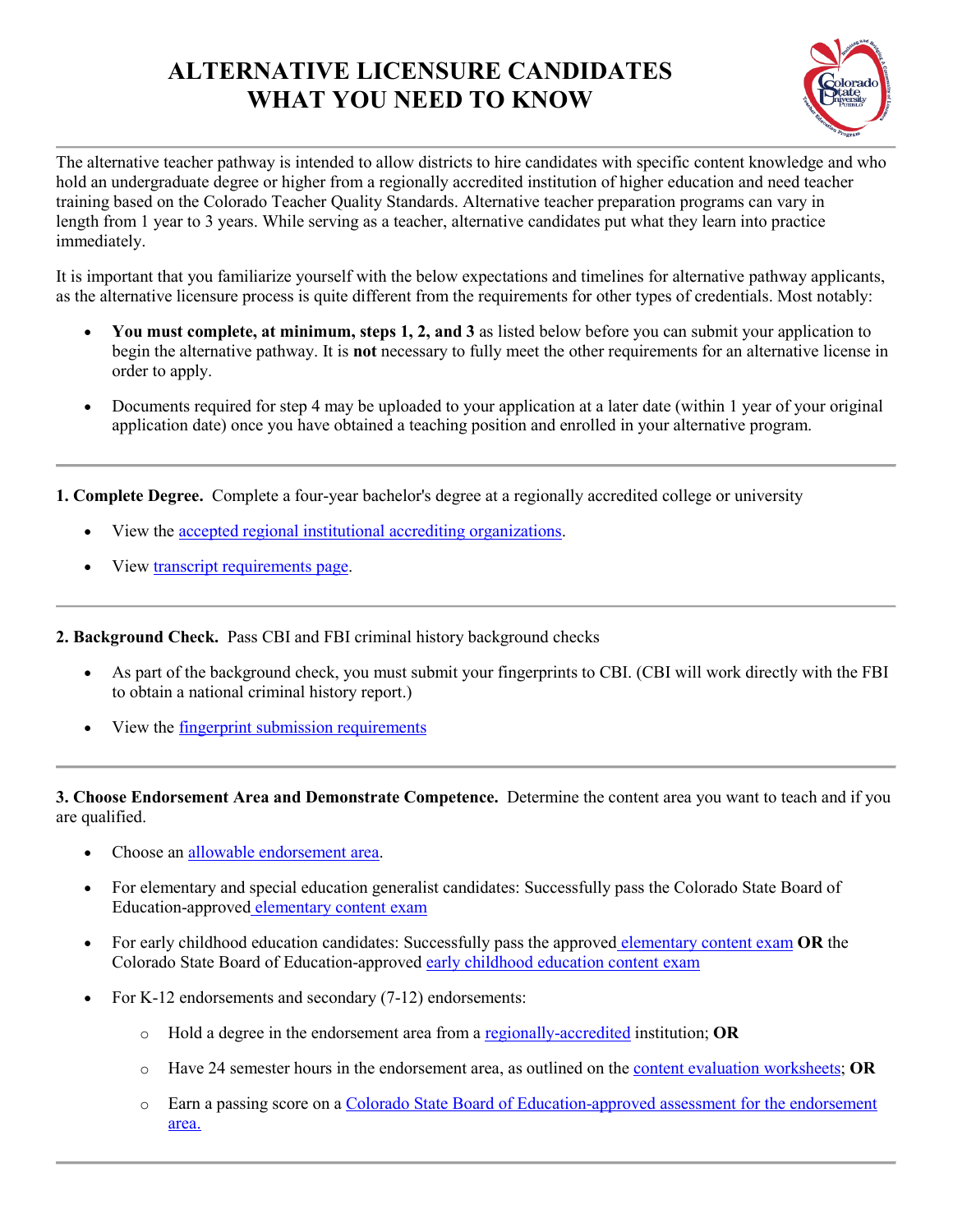# ALTERNATIVE LICENSURE CANDIDATES WHAT YOU NEED TO KNOW

The alternative teacher pathway is intended to allow districts to hire candidates with specific content knowledge and who hold an undergraduate degree or higher from a regionally accredited institution of higher education and need teacher training based on the Colorado Teacher Quality Standards. Alternative teacher preparation programs can vary in length from 1 year to 3 years. While serving as a teacher, alternative candidates put what they learn into practice immediately.

It is important that you familiarize yourself with the below expectations and timelines for alternative pathway applicants, as the alternative licensure process is quite different from the requirements for other types of credentials. Most notably:

- **You must complete, at minimum, steps 1, 2, and 3** as listed below before you can submit your application to begin the alternative pathway. It is **not** necessary to fully meet the other requirements for an alternative license in order to apply.
- Documents required for step 4 may be uploaded to your application at a later date (within 1 year of your original application date) once you have obtained a teaching position and enrolled in your alternative program.

---

**1. Complete Degree.** Complete a four-year bachelor's degree at a regionally accredited college or university

- View the accepted regional institutional accrediting organizations.
- View transcript requirements page.

---

**2. Background Check.** Pass CBI and FBI criminal history background checks

- As part of the background check, you must submit your fingerprints to CBI. (CBI will work directly with the FBI to obtain a national criminal history report.)
- View the fingerprint submission requirements

---

**3. Choose Endorsement Area and Demonstrate Competence.** Determine the content area you want to teach and if you are qualified.

- Choose an allowable endorsement area.
- For elementary and special education generalist candidates: Successfully pass the Colorado State Board of Education-approved elementary content exam
- For early childhood education candidates: Successfully pass the approved elementary content exam **OR** the Colorado State Board of Education-approved early childhood education content exam
- For K-12 endorsements and secondary (7-12) endorsements:
  - Hold a degree in the endorsement area from a regionally-accredited institution; **OR**
  - Have 24 semester hours in the endorsement area, as outlined on the content evaluation worksheets; **OR**
  - Earn a passing score on a Colorado State Board of Education-approved assessment for the endorsement area.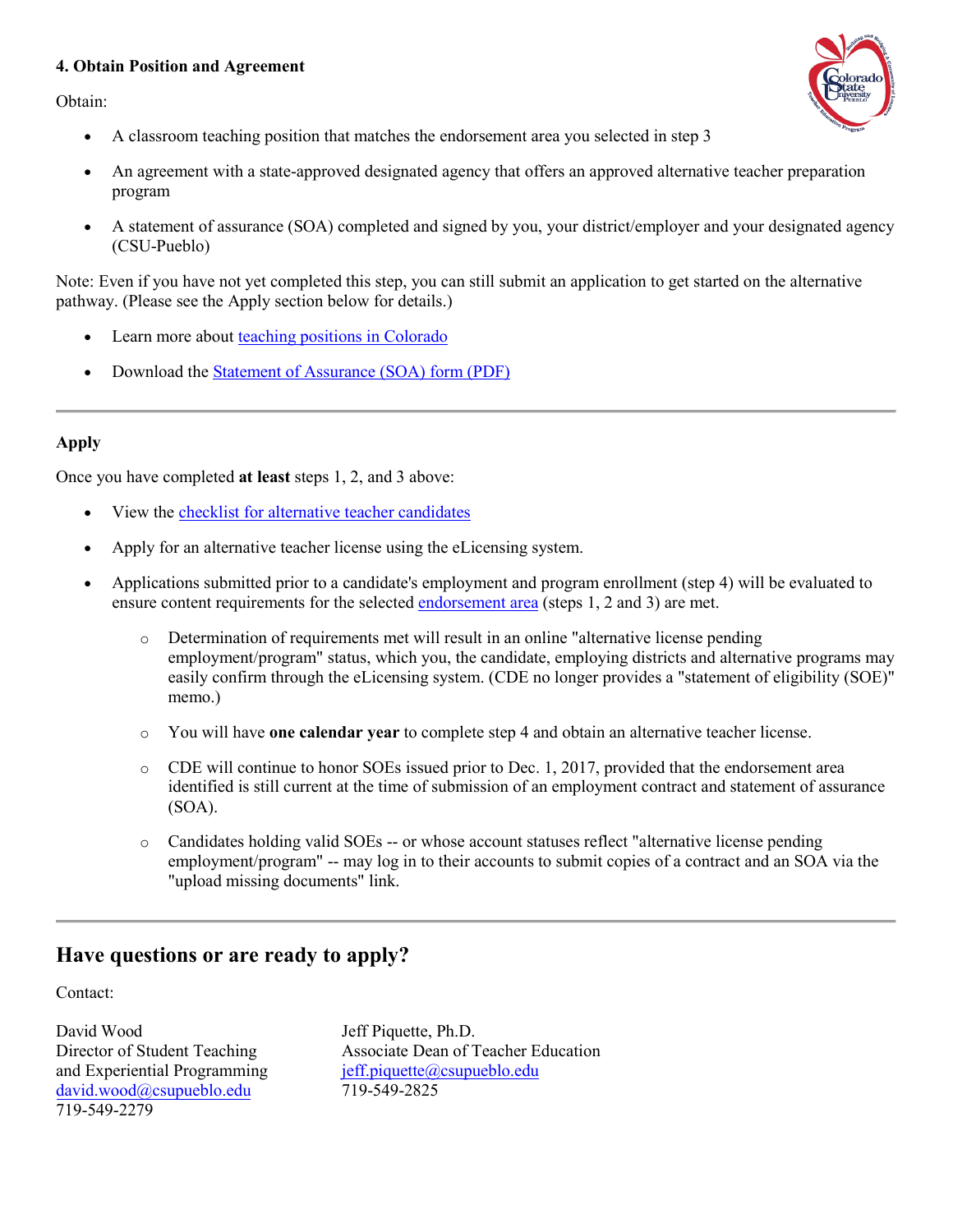#### 4. Obtain Position and Agreement

Obtain:

- A classroom teaching position that matches the endorsement area you selected in step 3
- An agreement with a state-approved designated agency that offers an approved alternative teacher preparation program
- A statement of assurance (SOA) completed and signed by you, your district/employer and your designated agency (CSU-Pueblo)

Note: Even if you have not yet completed this step, you can still submit an application to get started on the alternative pathway. (Please see the Apply section below for details.)

- Learn more about teaching positions in Colorado
- Download the Statement of Assurance (SOA) form (PDF)

---

#### Apply

Once you have completed **at least** steps 1, 2, and 3 above:

- View the checklist for alternative teacher candidates
- Apply for an alternative teacher license using the eLicensing system.
- Applications submitted prior to a candidate's employment and program enrollment (step 4) will be evaluated to ensure content requirements for the selected endorsement area (steps 1, 2 and 3) are met.
  - Determination of requirements met will result in an online "alternative license pending employment/program" status, which you, the candidate, employing districts and alternative programs may easily confirm through the eLicensing system. (CDE no longer provides a "statement of eligibility (SOE)" memo.)
  - You will have **one calendar year** to complete step 4 and obtain an alternative teacher license.
  - CDE will continue to honor SOEs issued prior to Dec. 1, 2017, provided that the endorsement area identified is still current at the time of submission of an employment contract and statement of assurance (SOA).
  - Candidates holding valid SOEs -- or whose account statuses reflect "alternative license pending employment/program" -- may log in to their accounts to submit copies of a contract and an SOA via the "upload missing documents" link.

---

## Have questions or are ready to apply?

Contact:

David Wood
Director of Student Teaching
and Experiential Programming
david.wood@csupueblo.edu
719-549-2279

Jeff Piquette, Ph.D.
Associate Dean of Teacher Education
jeff.piquette@csupueblo.edu
719-549-2825